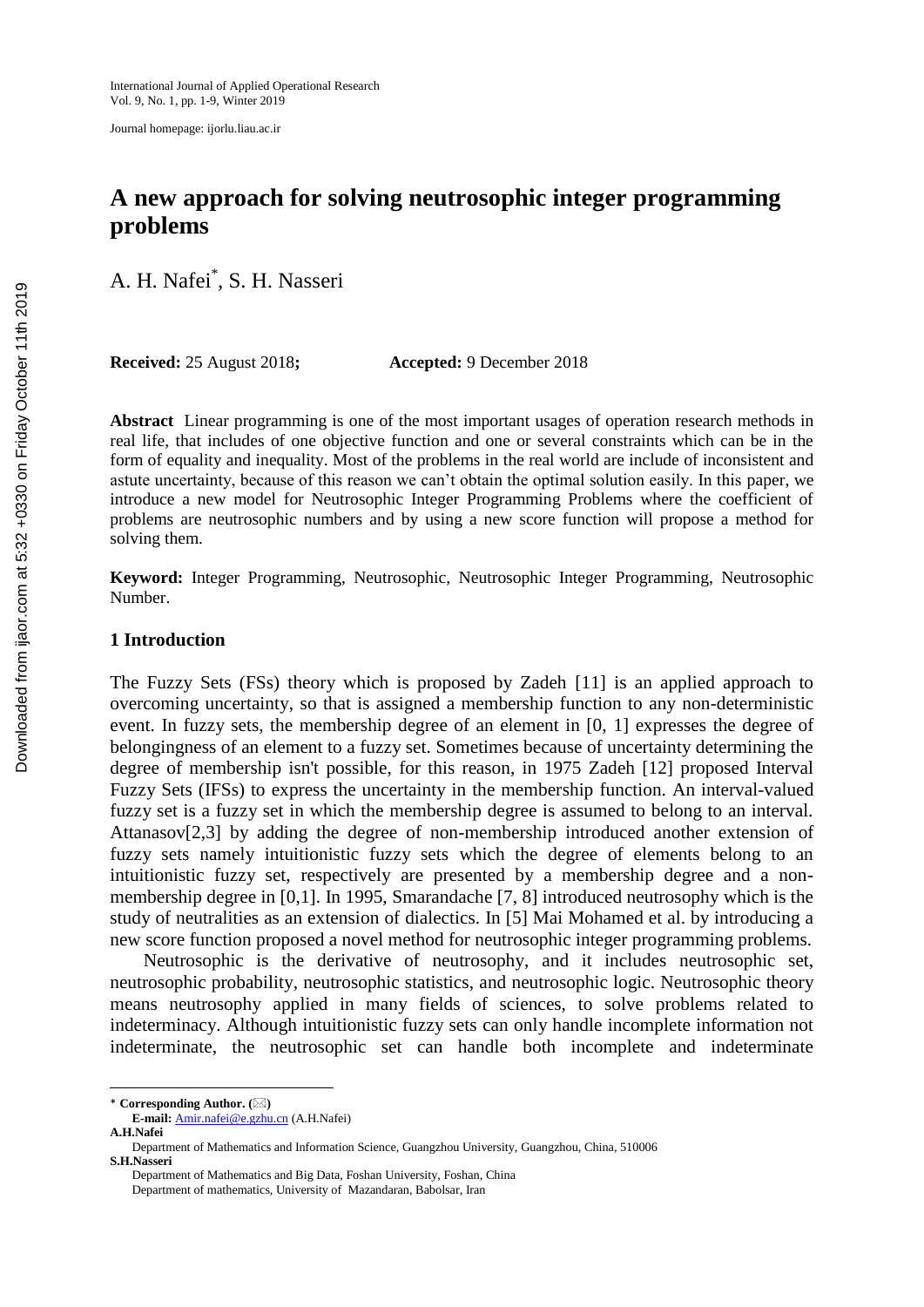# A new approach for solving neutrosophic integer programming problems

A. H. Nafei[*], S. H. Nasseri

**Received:** 25 August 2018**;** **Accepted:** 9 December 2018

**Abstract** Linear programming is one of the most important usages of operation research methods in real life, that includes of one objective function and one or several constraints which can be in the form of equality and inequality. Most of the problems in the real world are include of inconsistent and astute uncertainty, because of this reason we can't obtain the optimal solution easily. In this paper, we introduce a new model for Neutrosophic Integer Programming Problems where the coefficient of problems are neutrosophic numbers and by using a new score function will propose a method for solving them.

**Keyword:** Integer Programming, Neutrosophic, Neutrosophic Integer Programming, Neutrosophic Number.

## 1 Introduction

The Fuzzy Sets (FSs) theory which is proposed by Zadeh [11] is an applied approach to overcoming uncertainty, so that is assigned a membership function to any non-deterministic event. In fuzzy sets, the membership degree of an element in [0, 1] expresses the degree of belongingness of an element to a fuzzy set. Sometimes because of uncertainty determining the degree of membership isn't possible, for this reason, in 1975 Zadeh [12] proposed Interval Fuzzy Sets (IFSs) to express the uncertainty in the membership function. An interval-valued fuzzy set is a fuzzy set in which the membership degree is assumed to belong to an interval. Attanasov[2,3] by adding the degree of non-membership introduced another extension of fuzzy sets namely intuitionistic fuzzy sets which the degree of elements belong to an intuitionistic fuzzy set, respectively are presented by a membership degree and a non-membership degree in [0,1]. In 1995, Smarandache [7, 8] introduced neutrosophy which is the study of neutralities as an extension of dialectics. In [5] Mai Mohamed et al. by introducing a new score function proposed a novel method for neutrosophic integer programming problems.

Neutrosophic is the derivative of neutrosophy, and it includes neutrosophic set, neutrosophic probability, neutrosophic statistics, and neutrosophic logic. Neutrosophic theory means neutrosophy applied in many fields of sciences, to solve problems related to indeterminacy. Although intuitionistic fuzzy sets can only handle incomplete information not indeterminate, the neutrosophic set can handle both incomplete and indeterminate

---

[*] **Corresponding Author.**
**E-mail:** Amir.nafei@e.gzhu.cn (A.H.Nafei)

**A.H.Nafei**
Department of Mathematics and Information Science, Guangzhou University, Guangzhou, China, 510006

**S.H.Nasseri**
Department of Mathematics and Big Data, Foshan University, Foshan, China
Department of mathematics, University of Mazandaran, Babolsar, Iran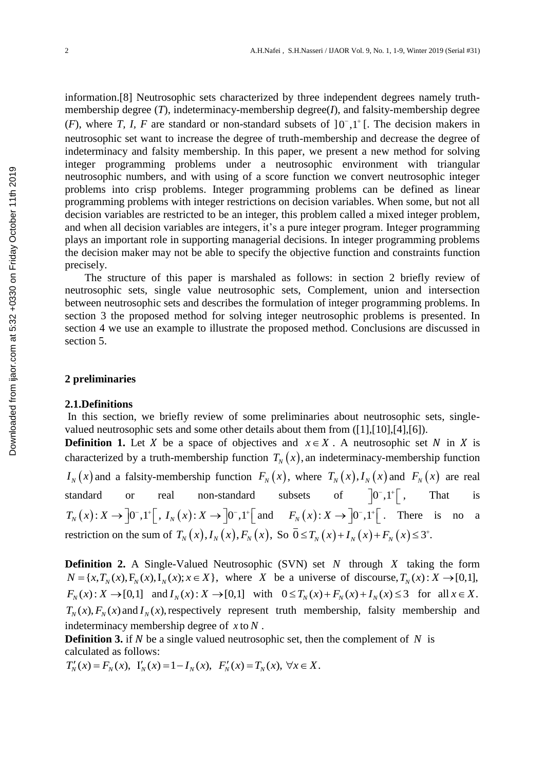information.[8] Neutrosophic sets characterized by three independent degrees namely truth-membership degree (*T*), indeterminacy-membership degree(*I*), and falsity-membership degree (*F*), where *T, I, F* are standard or non-standard subsets of $]0^-,1^+[$. The decision makers in neutrosophic set want to increase the degree of truth-membership and decrease the degree of indeterminacy and falsity membership. In this paper, we present a new method for solving integer programming problems under a neutrosophic environment with triangular neutrosophic numbers, and with using of a score function we convert neutrosophic integer problems into crisp problems. Integer programming problems can be defined as linear programming problems with integer restrictions on decision variables. When some, but not all decision variables are restricted to be an integer, this problem called a mixed integer problem, and when all decision variables are integers, it's a pure integer program. Integer programming plays an important role in supporting managerial decisions. In integer programming problems the decision maker may not be able to specify the objective function and constraints function precisely.

The structure of this paper is marshaled as follows: in section 2 briefly review of neutrosophic sets, single value neutrosophic sets, Complement, union and intersection between neutrosophic sets and describes the formulation of integer programming problems. In section 3 the proposed method for solving integer neutrosophic problems is presented. In section 4 we use an example to illustrate the proposed method. Conclusions are discussed in section 5.

## 2 preliminaries

### 2.1.Definitions

In this section, we briefly review of some preliminaries about neutrosophic sets, single-valued neutrosophic sets and some other details about them from ([1],[10],[4],[6]).

**Definition 1.** Let $X$ be a space of objectives and $x \in X$. A neutrosophic set $N$ in $X$ is characterized by a truth-membership function $T_N(x)$, an indeterminacy-membership function $I_N(x)$ and a falsity-membership function $F_N(x)$, where $T_N(x), I_N(x)$ and $F_N(x)$ are real standard or real non-standard subsets of $]0^-,1^+[$, That is $T_N(x): X \to ]0^-,1^+[$, $I_N(x): X \to ]0^-,1^+[$ and $F_N(x): X \to ]0^-,1^+[$. There is no a restriction on the sum of $T_N(x), I_N(x), F_N(x)$, So $\bar{0} \le T_N(x) + I_N(x) + F_N(x) \le 3^+$.

**Definition 2.** A Single-Valued Neutrosophic (SVN) set $N$ through $X$ taking the form $N = \{x, T_N(x), F_N(x), I_N(x); x \in X\}$, where $X$ be a universe of discourse, $T_N(x): X \to [0,1]$, $F_N(x): X \to [0,1]$ and $I_N(x): X \to [0,1]$ with $0 \le T_N(x) + F_N(x) + I_N(x) \le 3$ for all $x \in X$. $T_N(x), F_N(x)$ and $I_N(x)$, respectively represent truth membership, falsity membership and indeterminacy membership degree of $x$ to $N$.

**Definition 3.** if $N$ be a single valued neutrosophic set, then the complement of $N$ is calculated as follows:

$T'_N(x) = F_N(x),\ \ I'_N(x) = 1 - I_N(x),\ \ F'_N(x) = T_N(x),\ \forall x \in X.$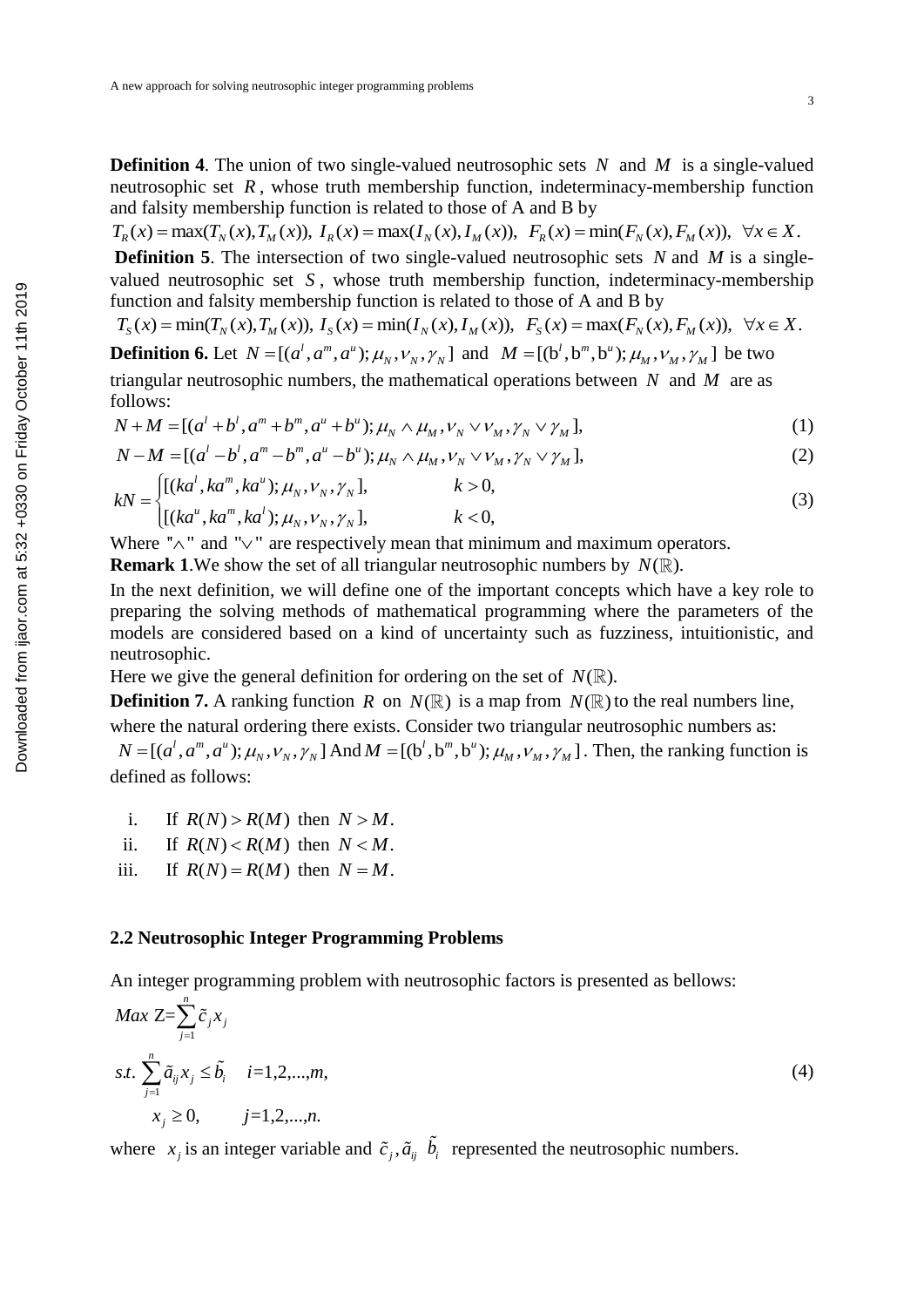**Definition 4**. The union of two single-valued neutrosophic sets $N$ and $M$ is a single-valued neutrosophic set $R$, whose truth membership function, indeterminacy-membership function and falsity membership function is related to those of A and B by

$$T_R(x) = \max(T_N(x), T_M(x)),\ I_R(x) = \max(I_N(x), I_M(x)),\ \ F_R(x) = \min(F_N(x), F_M(x)),\ \ \forall x \in X.$$

**Definition 5**. The intersection of two single-valued neutrosophic sets $N$ and $M$ is a single-valued neutrosophic set $S$, whose truth membership function, indeterminacy-membership function and falsity membership function is related to those of A and B by

$$T_S(x) = \min(T_N(x), T_M(x)),\ I_S(x) = \min(I_N(x), I_M(x)),\ \ F_S(x) = \max(F_N(x), F_M(x)),\ \ \forall x \in X.$$

**Definition 6.** Let $N = [(a^l, a^m, a^u); \mu_N, \nu_N, \gamma_N]$ and $M = [(b^l, b^m, b^u); \mu_M, \nu_M, \gamma_M]$ be two triangular neutrosophic numbers, the mathematical operations between $N$ and $M$ are as follows:

$$N + M = [(a^l + b^l, a^m + b^m, a^u + b^u); \mu_N \wedge \mu_M, \nu_N \vee \nu_M, \gamma_N \vee \gamma_M], \tag{1}$$

$$N - M = [(a^l - b^l, a^m - b^m, a^u - b^u); \mu_N \wedge \mu_M, \nu_N \vee \nu_M, \gamma_N \vee \gamma_M], \tag{2}$$

$$kN = \begin{cases} [(ka^l, ka^m, ka^u); \mu_N, \nu_N, \gamma_N], & k > 0, \\ [(ka^u, ka^m, ka^l); \mu_N, \nu_N, \gamma_N], & k < 0, \end{cases} \tag{3}$$

Where "$\wedge$" and "$\vee$" are respectively mean that minimum and maximum operators.

**Remark 1**.We show the set of all triangular neutrosophic numbers by $N(\mathbb{R})$.

In the next definition, we will define one of the important concepts which have a key role to preparing the solving methods of mathematical programming where the parameters of the models are considered based on a kind of uncertainty such as fuzziness, intuitionistic, and neutrosophic.

Here we give the general definition for ordering on the set of $N(\mathbb{R})$.

**Definition 7.** A ranking function $R$ on $N(\mathbb{R})$ is a map from $N(\mathbb{R})$ to the real numbers line, where the natural ordering there exists. Consider two triangular neutrosophic numbers as: $N = [(a^l, a^m, a^u); \mu_N, \nu_N, \gamma_N]$ And $M = [(b^l, b^m, b^u); \mu_M, \nu_M, \gamma_M]$. Then, the ranking function is defined as follows:

i. If $R(N) > R(M)$ then $N > M$.

ii. If $R(N) < R(M)$ then $N < M$.

iii. If $R(N) = R(M)$ then $N = M$.

### 2.2 Neutrosophic Integer Programming Problems

An integer programming problem with neutrosophic factors is presented as bellows:

$$\begin{aligned} &Max\ Z = \sum_{j=1}^{n} \tilde{c}_j x_j \\ &s.t.\ \sum_{j=1}^{n} \tilde{a}_{ij} x_j \le \tilde{b}_i \quad i = 1, 2, ..., m, \\ &\qquad x_j \ge 0, \qquad j = 1, 2, ..., n. \end{aligned} \tag{4}$$

where $x_j$ is an integer variable and $\tilde{c}_j, \tilde{a}_{ij}\ \tilde{b}_i$ represented the neutrosophic numbers.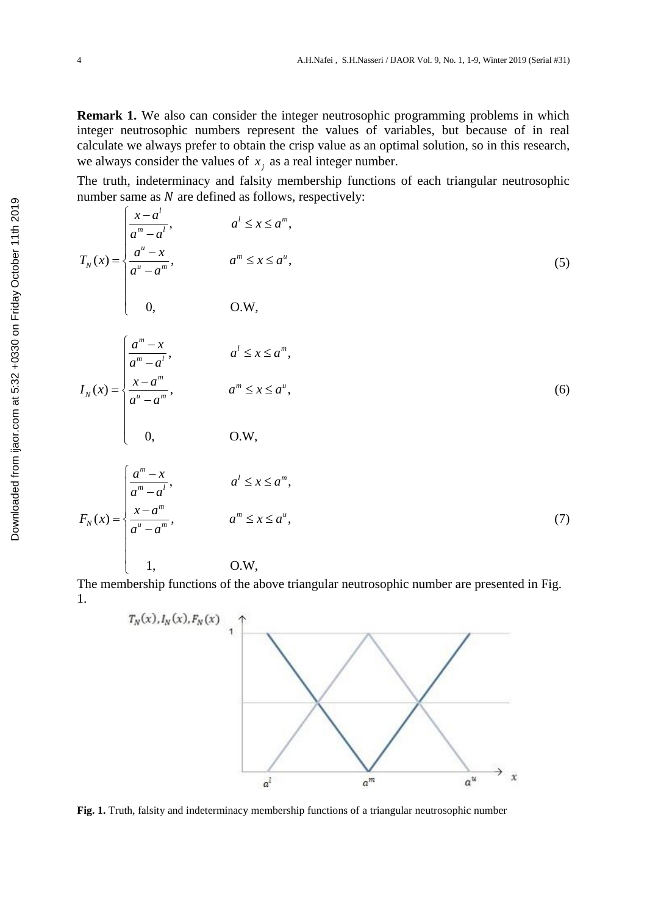**Remark 1.** We also can consider the integer neutrosophic programming problems in which integer neutrosophic numbers represent the values of variables, but because of in real calculate we always prefer to obtain the crisp value as an optimal solution, so in this research, we always consider the values of $x_j$ as a real integer number.

The truth, indeterminacy and falsity membership functions of each triangular neutrosophic number same as $N$ are defined as follows, respectively:

$$T_N(x) = \begin{cases} \dfrac{x - a^l}{a^m - a^l}, & a^l \le x \le a^m, \\ \dfrac{a^u - x}{a^u - a^m}, & a^m \le x \le a^u, \\ 0, & \text{O.W}, \end{cases} \tag{5}$$

$$I_N(x) = \begin{cases} \dfrac{a^m - x}{a^m - a^l}, & a^l \le x \le a^m, \\ \dfrac{x - a^m}{a^u - a^m}, & a^m \le x \le a^u, \\ 0, & \text{O.W}, \end{cases} \tag{6}$$

$$F_N(x) = \begin{cases} \dfrac{a^m - x}{a^m - a^l}, & a^l \le x \le a^m, \\ \dfrac{x - a^m}{a^u - a^m}, & a^m \le x \le a^u, \\ 1, & \text{O.W}, \end{cases} \tag{7}$$

The membership functions of the above triangular neutrosophic number are presented in Fig. 1.

**Fig. 1.** Truth, falsity and indeterminacy membership functions of a triangular neutrosophic number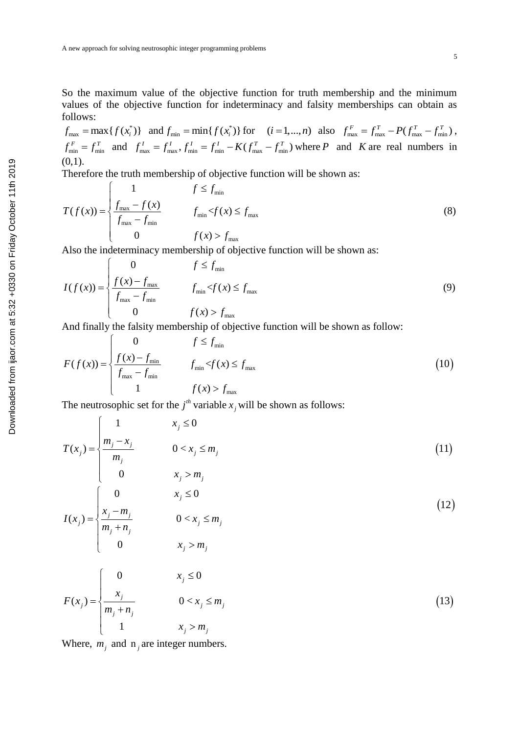So the maximum value of the objective function for truth membership and the minimum values of the objective function for indeterminacy and falsity memberships can obtain as follows:

$f_{\max} = \max\{f(x_i^*)\}$ and $f_{\min} = \min\{f(x_i^*)\}$ for $(i = 1,...,n)$ also $f_{\max}^F = f_{\max}^T - P(f_{\max}^T - f_{\min}^T)$, $f_{\min}^F = f_{\min}^T$ and $f_{\max}^I = f_{\max}^I$, $f_{\min}^I = f_{\min}^I - K(f_{\max}^T - f_{\min}^T)$ where $P$ and $K$ are real numbers in (0,1).

Therefore the truth membership of objective function will be shown as:

$$T(f(x)) = \begin{cases} 1 & f \le f_{\min} \\ \dfrac{f_{\max} - f(x)}{f_{\max} - f_{\min}} & f_{\min} < f(x) \le f_{\max} \\ 0 & f(x) > f_{\max} \end{cases} \tag{8}$$

Also the indeterminacy membership of objective function will be shown as:

$$I(f(x)) = \begin{cases} 0 & f \le f_{\min} \\ \dfrac{f(x) - f_{\max}}{f_{\max} - f_{\min}} & f_{\min} < f(x) \le f_{\max} \\ 0 & f(x) > f_{\max} \end{cases} \tag{9}$$

And finally the falsity membership of objective function will be shown as follow:

$$F(f(x)) = \begin{cases} 0 & f \le f_{\min} \\ \dfrac{f(x) - f_{\min}}{f_{\max} - f_{\min}} & f_{\min} < f(x) \le f_{\max} \\ 1 & f(x) > f_{\max} \end{cases} \tag{10}$$

The neutrosophic set for the $j^{th}$ variable $x_j$ will be shown as follows:

$$T(x_j) = \begin{cases} 1 & x_j \le 0 \\ \dfrac{m_j - x_j}{m_j} & 0 < x_j \le m_j \\ 0 & x_j > m_j \end{cases} \tag{11}$$

$$I(x_j) = \begin{cases} 0 & x_j \le 0 \\ \dfrac{x_j - m_j}{m_j + n_j} & 0 < x_j \le m_j \\ 0 & x_j > m_j \end{cases} \tag{12}$$

$$F(x_j) = \begin{cases} 0 & x_j \le 0 \\ \dfrac{x_j}{m_j + n_j} & 0 < x_j \le m_j \\ 1 & x_j > m_j \end{cases} \tag{13}$$

Where, $m_j$ and $n_j$ are integer numbers.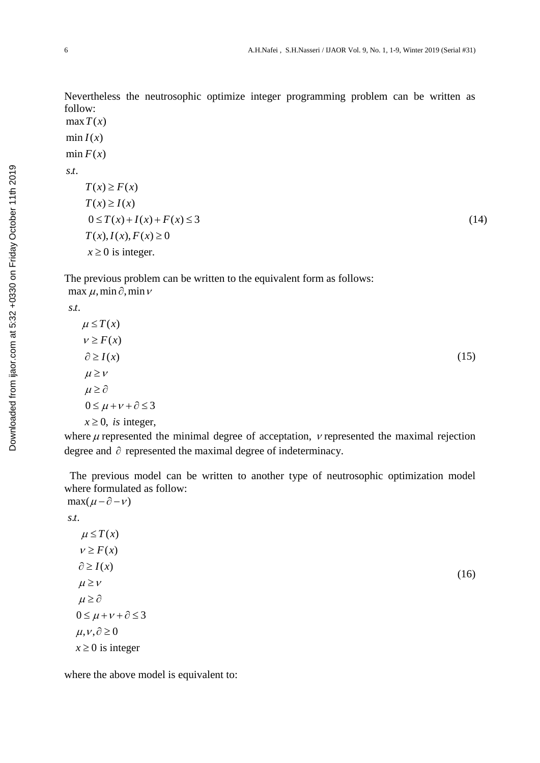Nevertheless the neutrosophic optimize integer programming problem can be written as follow:

$$
\begin{aligned}
&\max T(x)\\
&\min I(x)\\
&\min F(x)\\
&s.t.\\
&\quad T(x) \geq F(x)\\
&\quad T(x) \geq I(x)\\
&\quad 0 \leq T(x)+I(x)+F(x) \leq 3\\
&\quad T(x), I(x), F(x) \geq 0\\
&\quad x \geq 0 \text{ is integer.}
\end{aligned}
\tag{14}
$$

The previous problem can be written to the equivalent form as follows:

$$
\begin{aligned}
&\max \mu, \min \partial, \min \nu\\
&s.t.\\
&\quad \mu \leq T(x)\\
&\quad \nu \geq F(x)\\
&\quad \partial \geq I(x)\\
&\quad \mu \geq \nu\\
&\quad \mu \geq \partial\\
&\quad 0 \leq \mu+\nu+\partial \leq 3\\
&\quad x \geq 0, \ \textit{is} \text{ integer,}
\end{aligned}
\tag{15}
$$

where $\mu$ represented the minimal degree of acceptation, $\nu$ represented the maximal rejection degree and $\partial$ represented the maximal degree of indeterminacy.

The previous model can be written to another type of neutrosophic optimization model where formulated as follow:

$$
\begin{aligned}
&\max(\mu-\partial-\nu)\\
&s.t.\\
&\quad \mu \leq T(x)\\
&\quad \nu \geq F(x)\\
&\quad \partial \geq I(x)\\
&\quad \mu \geq \nu\\
&\quad \mu \geq \partial\\
&\quad 0 \leq \mu+\nu+\partial \leq 3\\
&\quad \mu, \nu, \partial \geq 0\\
&\quad x \geq 0 \text{ is integer}
\end{aligned}
\tag{16}
$$

where the above model is equivalent to: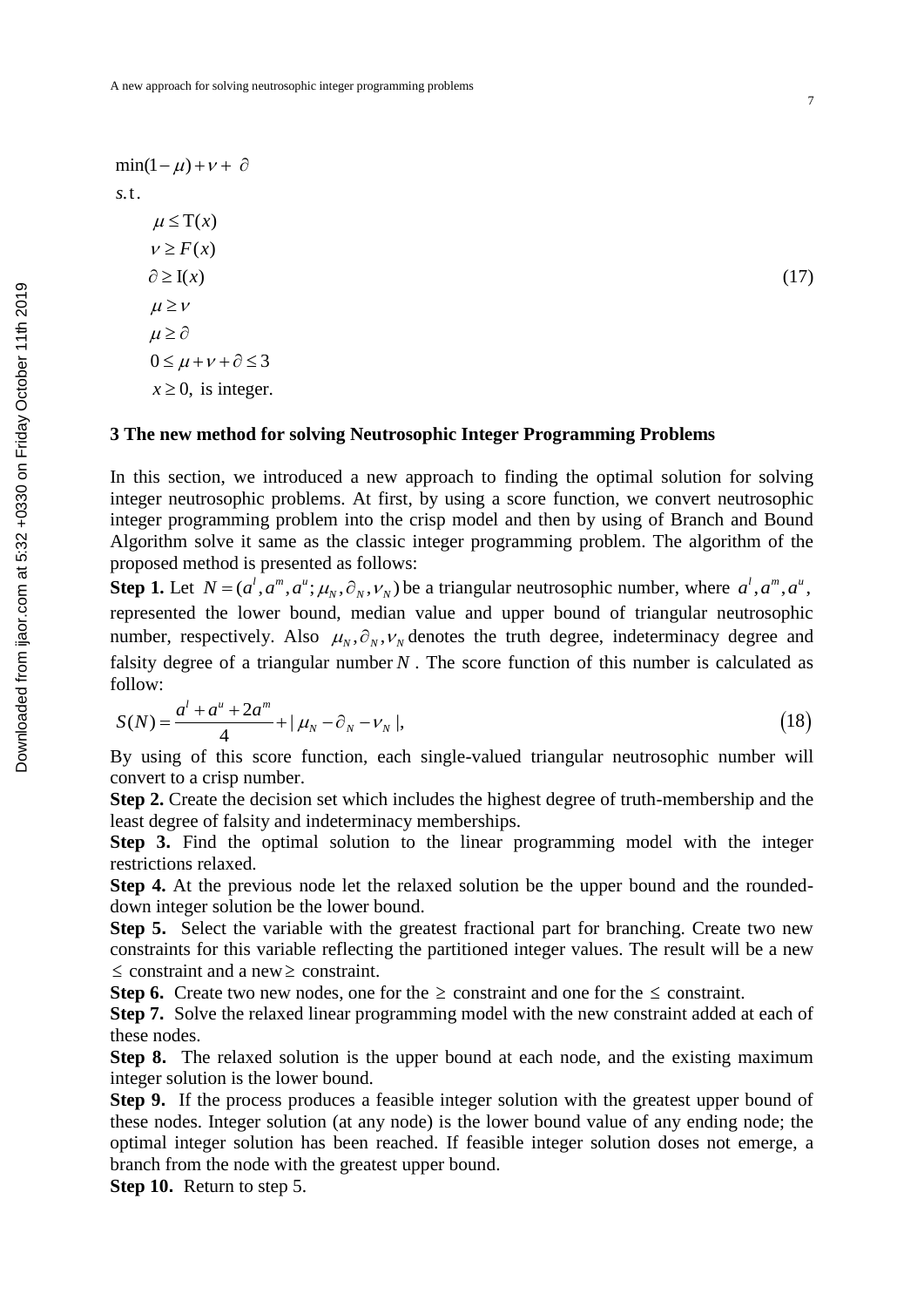$$
\begin{aligned}
&\min(1-\mu)+\nu+\partial \\
&s.t. \\
&\quad \mu \le T(x) \\
&\quad \nu \ge F(x) \\
&\quad \partial \ge I(x) \\
&\quad \mu \ge \nu \\
&\quad \mu \ge \partial \\
&\quad 0 \le \mu+\nu+\partial \le 3 \\
&\quad x \ge 0, \text{ is integer.}
\end{aligned}
\tag{17}
$$

## 3 The new method for solving Neutrosophic Integer Programming Problems

In this section, we introduced a new approach to finding the optimal solution for solving integer neutrosophic problems. At first, by using a score function, we convert neutrosophic integer programming problem into the crisp model and then by using of Branch and Bound Algorithm solve it same as the classic integer programming problem. The algorithm of the proposed method is presented as follows:

**Step 1.** Let $N=(a^l,a^m,a^u;\mu_N,\partial_N,\nu_N)$ be a triangular neutrosophic number, where $a^l,a^m,a^u$, represented the lower bound, median value and upper bound of triangular neutrosophic number, respectively. Also $\mu_N,\partial_N,\nu_N$ denotes the truth degree, indeterminacy degree and falsity degree of a triangular number $N$. The score function of this number is calculated as follow:

$$
S(N)=\frac{a^l+a^u+2a^m}{4}+|\mu_N-\partial_N-\nu_N|, \tag{18}
$$

By using of this score function, each single-valued triangular neutrosophic number will convert to a crisp number.

**Step 2.** Create the decision set which includes the highest degree of truth-membership and the least degree of falsity and indeterminacy memberships.

**Step 3.** Find the optimal solution to the linear programming model with the integer restrictions relaxed.

**Step 4.** At the previous node let the relaxed solution be the upper bound and the rounded-down integer solution be the lower bound.

**Step 5.** Select the variable with the greatest fractional part for branching. Create two new constraints for this variable reflecting the partitioned integer values. The result will be a new $\le$ constraint and a new $\ge$ constraint.

**Step 6.** Create two new nodes, one for the $\ge$ constraint and one for the $\le$ constraint.

**Step 7.** Solve the relaxed linear programming model with the new constraint added at each of these nodes.

**Step 8.** The relaxed solution is the upper bound at each node, and the existing maximum integer solution is the lower bound.

**Step 9.** If the process produces a feasible integer solution with the greatest upper bound of these nodes. Integer solution (at any node) is the lower bound value of any ending node; the optimal integer solution has been reached. If feasible integer solution doses not emerge, a branch from the node with the greatest upper bound.

**Step 10.** Return to step 5.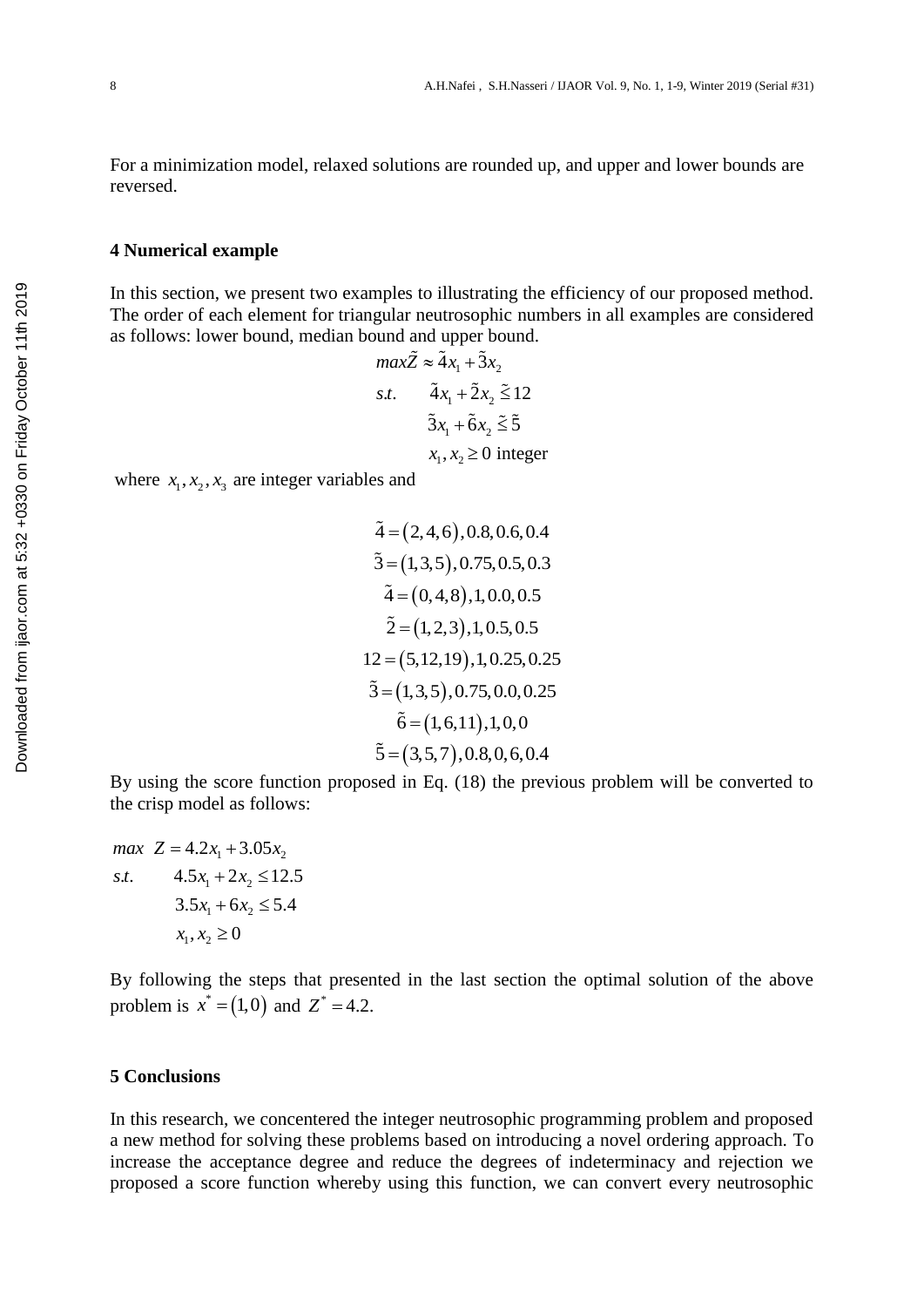For a minimization model, relaxed solutions are rounded up, and upper and lower bounds are reversed.

### 4 Numerical example

In this section, we present two examples to illustrating the efficiency of our proposed method. The order of each element for triangular neutrosophic numbers in all examples are considered as follows: lower bound, median bound and upper bound.

$$
\begin{aligned}
& max\tilde{Z} \approx \tilde{4}x_1 + \tilde{3}x_2 \\
& s.t. \quad \tilde{4}x_1 + \tilde{2}x_2 \tilde{\leq} 12 \\
& \qquad \tilde{3}x_1 + \tilde{6}x_2 \tilde{\leq} \tilde{5} \\
& \qquad x_1, x_2 \geq 0 \text{ integer}
\end{aligned}
$$

where $x_1, x_2, x_3$ are integer variables and

$$
\begin{aligned}
\tilde{4} &= (2,4,6), 0.8, 0.6, 0.4 \\
\tilde{3} &= (1,3,5), 0.75, 0.5, 0.3 \\
\tilde{4} &= (0,4,8), 1, 0.0, 0.5 \\
\tilde{2} &= (1,2,3), 1, 0.5, 0.5 \\
12 &= (5,12,19), 1, 0.25, 0.25 \\
\tilde{3} &= (1,3,5), 0.75, 0.0, 0.25 \\
\tilde{6} &= (1,6,11), 1, 0, 0 \\
\tilde{5} &= (3,5,7), 0.8, 0, 6, 0.4
\end{aligned}
$$

By using the score function proposed in Eq. (18) the previous problem will be converted to the crisp model as follows:

$$
\begin{aligned}
& max \;\; Z = 4.2x_1 + 3.05x_2 \\
& s.t. \quad 4.5x_1 + 2x_2 \leq 12.5 \\
& \qquad 3.5x_1 + 6x_2 \leq 5.4 \\
& \qquad x_1, x_2 \geq 0
\end{aligned}
$$

By following the steps that presented in the last section the optimal solution of the above problem is $x^* = (1,0)$ and $Z^* = 4.2$.

### 5 Conclusions

In this research, we concentered the integer neutrosophic programming problem and proposed a new method for solving these problems based on introducing a novel ordering approach. To increase the acceptance degree and reduce the degrees of indeterminacy and rejection we proposed a score function whereby using this function, we can convert every neutrosophic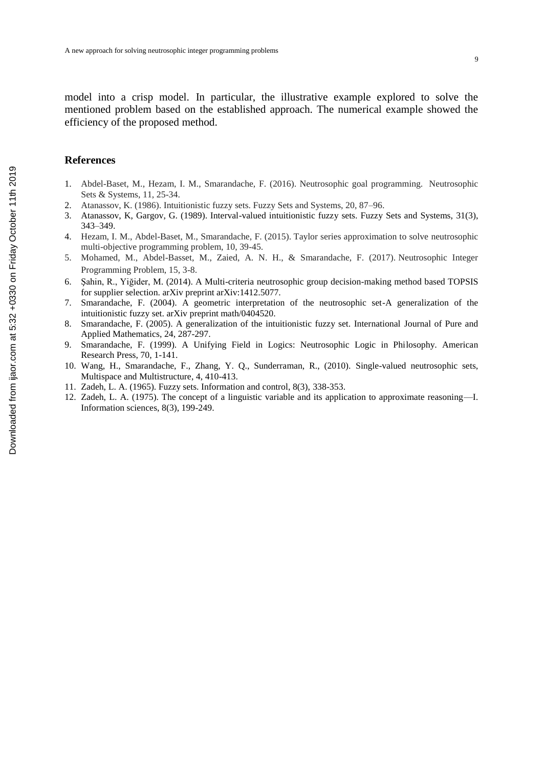model into a crisp model. In particular, the illustrative example explored to solve the mentioned problem based on the established approach. The numerical example showed the efficiency of the proposed method.

## References

1. Abdel-Baset, M., Hezam, I. M., Smarandache, F. (2016). Neutrosophic goal programming. Neutrosophic Sets & Systems, 11, 25-34.
2. Atanassov, K. (1986). Intuitionistic fuzzy sets. Fuzzy Sets and Systems, 20, 87–96.
3. Atanassov, K, Gargov, G. (1989). Interval-valued intuitionistic fuzzy sets. Fuzzy Sets and Systems, 31(3), 343–349.
4. Hezam, I. M., Abdel-Baset, M., Smarandache, F. (2015). Taylor series approximation to solve neutrosophic multi-objective programming problem, 10, 39-45.
5. Mohamed, M., Abdel-Basset, M., Zaied, A. N. H., & Smarandache, F. (2017). Neutrosophic Integer Programming Problem, 15, 3-8.
6. Şahin, R., Yiğider, M. (2014). A Multi-criteria neutrosophic group decision-making method based TOPSIS for supplier selection. arXiv preprint arXiv:1412.5077.
7. Smarandache, F. (2004). A geometric interpretation of the neutrosophic set-A generalization of the intuitionistic fuzzy set. arXiv preprint math/0404520.
8. Smarandache, F. (2005). A generalization of the intuitionistic fuzzy set. International Journal of Pure and Applied Mathematics, 24, 287-297.
9. Smarandache, F. (1999). A Unifying Field in Logics: Neutrosophic Logic in Philosophy. American Research Press, 70, 1-141.
10. Wang, H., Smarandache, F., Zhang, Y. Q., Sunderraman, R., (2010). Single-valued neutrosophic sets, Multispace and Multistructure, 4, 410-413.
11. Zadeh, L. A. (1965). Fuzzy sets. Information and control, 8(3), 338-353.
12. Zadeh, L. A. (1975). The concept of a linguistic variable and its application to approximate reasoning—I. Information sciences, 8(3), 199-249.